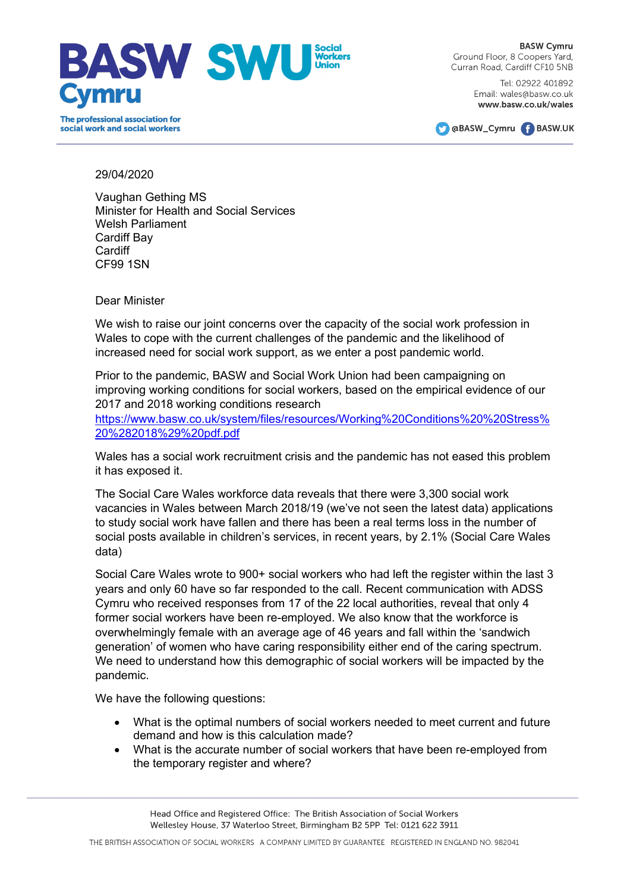BASW Cymru | SWU Social Workers Union

The professional association for social work and social workers

**BASW Cymru**
Ground Floor, 8 Coopers Yard,
Curran Road, Cardiff CF10 5NB

Tel: 02922 401892
Email: wales@basw.co.uk
**www.basw.co.uk/wales**

@BASW_Cymru BASW.UK

29/04/2020

Vaughan Gething MS
Minister for Health and Social Services
Welsh Parliament
Cardiff Bay
Cardiff
CF99 1SN

Dear Minister

We wish to raise our joint concerns over the capacity of the social work profession in Wales to cope with the current challenges of the pandemic and the likelihood of increased need for social work support, as we enter a post pandemic world.

Prior to the pandemic, BASW and Social Work Union had been campaigning on improving working conditions for social workers, based on the empirical evidence of our 2017 and 2018 working conditions research https://www.basw.co.uk/system/files/resources/Working%20Conditions%20Stress%20%282018%29%20pdf.pdf

Wales has a social work recruitment crisis and the pandemic has not eased this problem it has exposed it.

The Social Care Wales workforce data reveals that there were 3,300 social work vacancies in Wales between March 2018/19 (we've not seen the latest data) applications to study social work have fallen and there has been a real terms loss in the number of social posts available in children's services, in recent years, by 2.1% (Social Care Wales data)

Social Care Wales wrote to 900+ social workers who had left the register within the last 3 years and only 60 have so far responded to the call. Recent communication with ADSS Cymru who received responses from 17 of the 22 local authorities, reveal that only 4 former social workers have been re-employed. We also know that the workforce is overwhelmingly female with an average age of 46 years and fall within the 'sandwich generation' of women who have caring responsibility either end of the caring spectrum. We need to understand how this demographic of social workers will be impacted by the pandemic.

We have the following questions:

- What is the optimal numbers of social workers needed to meet current and future demand and how is this calculation made?
- What is the accurate number of social workers that have been re-employed from the temporary register and where?

Head Office and Registered Office: The British Association of Social Workers
Wellesley House, 37 Waterloo Street, Birmingham B2 5PP Tel: 0121 622 3911

THE BRITISH ASSOCIATION OF SOCIAL WORKERS A COMPANY LIMITED BY GUARANTEE REGISTERED IN ENGLAND NO. 982041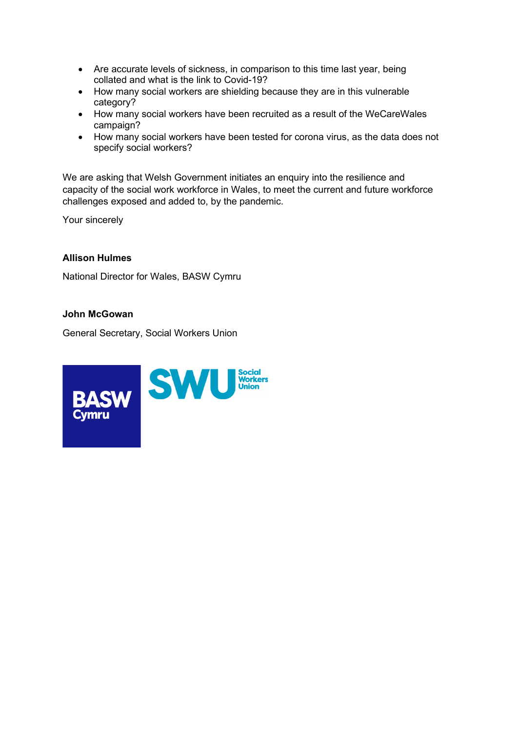- Are accurate levels of sickness, in comparison to this time last year, being collated and what is the link to Covid-19?
- How many social workers are shielding because they are in this vulnerable category?
- How many social workers have been recruited as a result of the WeCareWales campaign?
- How many social workers have been tested for corona virus, as the data does not specify social workers?

We are asking that Welsh Government initiates an enquiry into the resilience and capacity of the social work workforce in Wales, to meet the current and future workforce challenges exposed and added to, by the pandemic.

Your sincerely

**Allison Hulmes**

National Director for Wales, BASW Cymru

**John McGowan**

General Secretary, Social Workers Union

BASW Cymru

SWU Social Workers Union